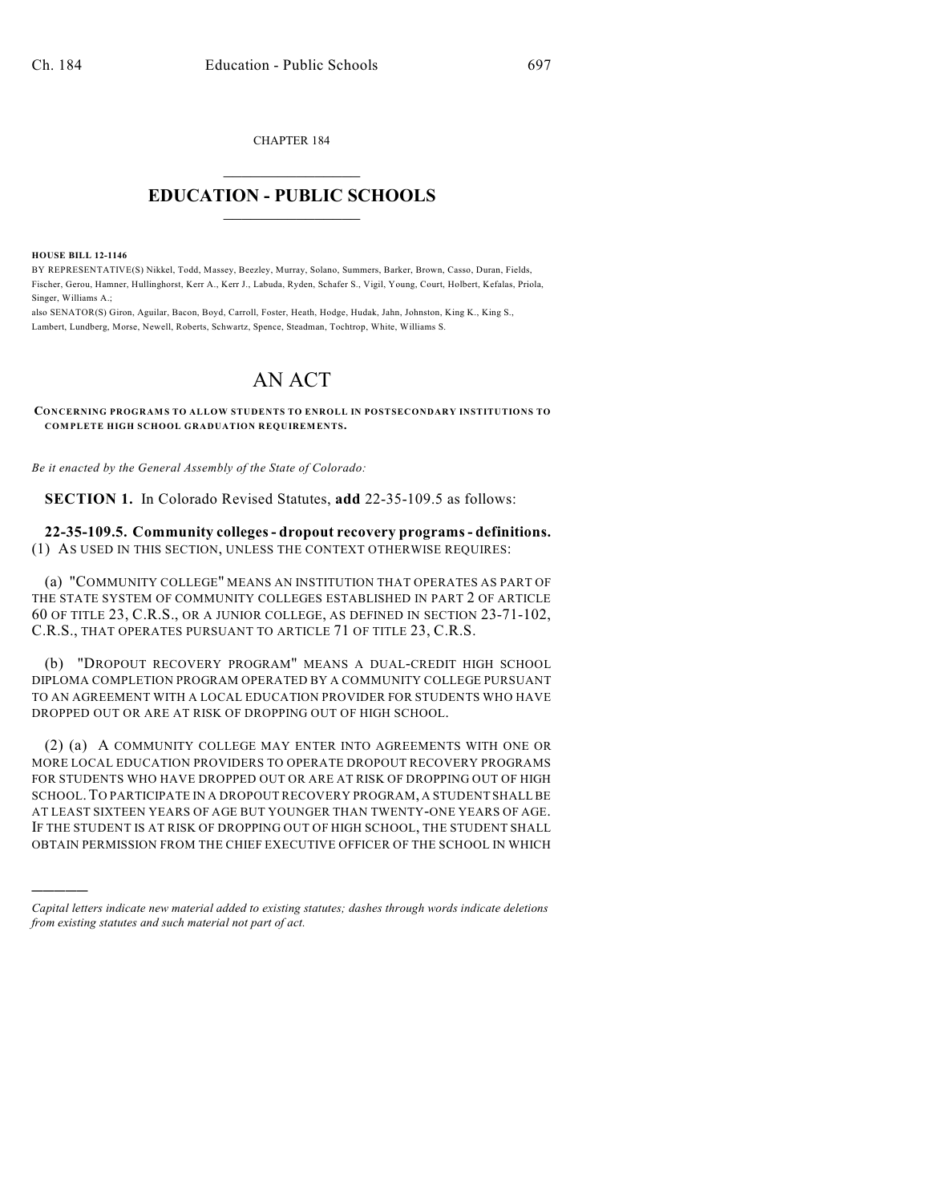CHAPTER 184

# EDUCATION - PUBLIC SCHOOLS

**HOUSE BILL 12-1146**

BY REPRESENTATIVE(S) Nikkel, Todd, Massey, Beezley, Murray, Solano, Summers, Barker, Brown, Casso, Duran, Fields, Fischer, Gerou, Hamner, Hullinghorst, Kerr A., Kerr J., Labuda, Ryden, Schafer S., Vigil, Young, Court, Holbert, Kefalas, Priola, Singer, Williams A.;

also SENATOR(S) Giron, Aguilar, Bacon, Boyd, Carroll, Foster, Heath, Hodge, Hudak, Jahn, Johnston, King K., King S., Lambert, Lundberg, Morse, Newell, Roberts, Schwartz, Spence, Steadman, Tochtrop, White, Williams S.

# AN ACT

**CONCERNING PROGRAMS TO ALLOW STUDENTS TO ENROLL IN POSTSECONDARY INSTITUTIONS TO COMPLETE HIGH SCHOOL GRADUATION REQUIREMENTS.**

*Be it enacted by the General Assembly of the State of Colorado:*

**SECTION 1.** In Colorado Revised Statutes, **add** 22-35-109.5 as follows:

**22-35-109.5. Community colleges - dropout recovery programs - definitions.** (1) AS USED IN THIS SECTION, UNLESS THE CONTEXT OTHERWISE REQUIRES:

(a) "COMMUNITY COLLEGE" MEANS AN INSTITUTION THAT OPERATES AS PART OF THE STATE SYSTEM OF COMMUNITY COLLEGES ESTABLISHED IN PART 2 OF ARTICLE 60 OF TITLE 23, C.R.S., OR A JUNIOR COLLEGE, AS DEFINED IN SECTION 23-71-102, C.R.S., THAT OPERATES PURSUANT TO ARTICLE 71 OF TITLE 23, C.R.S.

(b) "DROPOUT RECOVERY PROGRAM" MEANS A DUAL-CREDIT HIGH SCHOOL DIPLOMA COMPLETION PROGRAM OPERATED BY A COMMUNITY COLLEGE PURSUANT TO AN AGREEMENT WITH A LOCAL EDUCATION PROVIDER FOR STUDENTS WHO HAVE DROPPED OUT OR ARE AT RISK OF DROPPING OUT OF HIGH SCHOOL.

(2) (a) A COMMUNITY COLLEGE MAY ENTER INTO AGREEMENTS WITH ONE OR MORE LOCAL EDUCATION PROVIDERS TO OPERATE DROPOUT RECOVERY PROGRAMS FOR STUDENTS WHO HAVE DROPPED OUT OR ARE AT RISK OF DROPPING OUT OF HIGH SCHOOL. TO PARTICIPATE IN A DROPOUT RECOVERY PROGRAM, A STUDENT SHALL BE AT LEAST SIXTEEN YEARS OF AGE BUT YOUNGER THAN TWENTY-ONE YEARS OF AGE. IF THE STUDENT IS AT RISK OF DROPPING OUT OF HIGH SCHOOL, THE STUDENT SHALL OBTAIN PERMISSION FROM THE CHIEF EXECUTIVE OFFICER OF THE SCHOOL IN WHICH

---

*Capital letters indicate new material added to existing statutes; dashes through words indicate deletions from existing statutes and such material not part of act.*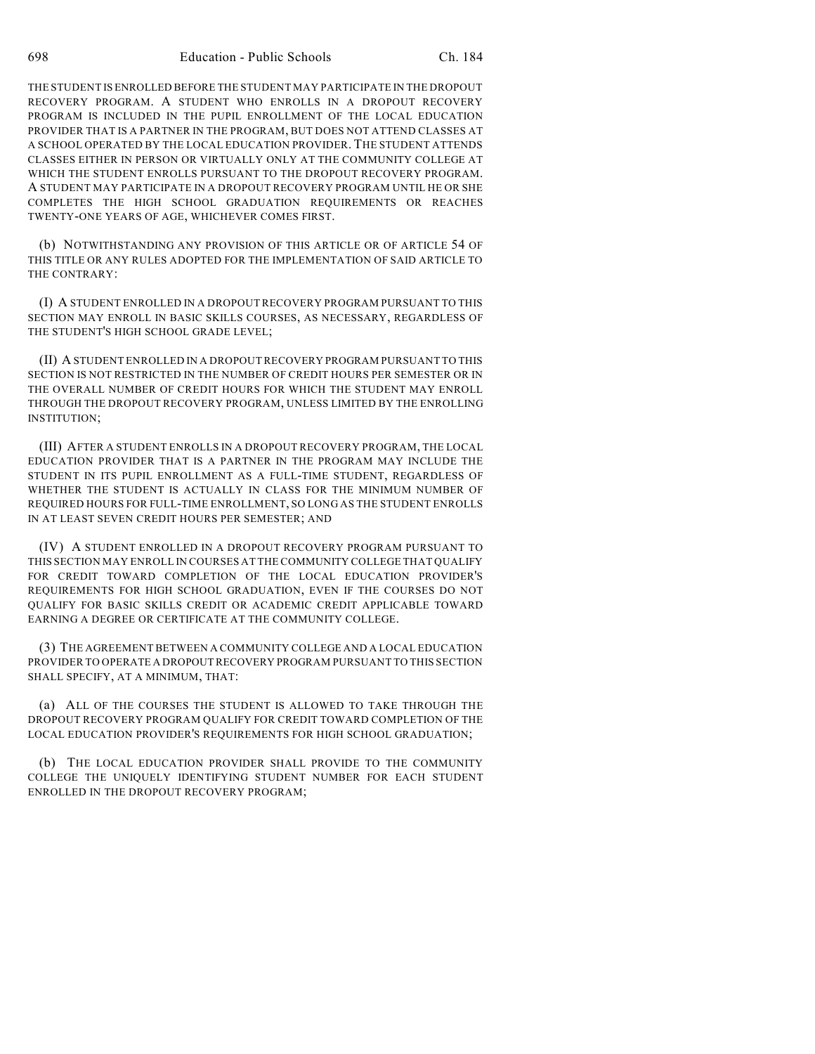THE STUDENT IS ENROLLED BEFORE THE STUDENT MAY PARTICIPATE IN THE DROPOUT RECOVERY PROGRAM. A STUDENT WHO ENROLLS IN A DROPOUT RECOVERY PROGRAM IS INCLUDED IN THE PUPIL ENROLLMENT OF THE LOCAL EDUCATION PROVIDER THAT IS A PARTNER IN THE PROGRAM, BUT DOES NOT ATTEND CLASSES AT A SCHOOL OPERATED BY THE LOCAL EDUCATION PROVIDER. THE STUDENT ATTENDS CLASSES EITHER IN PERSON OR VIRTUALLY ONLY AT THE COMMUNITY COLLEGE AT WHICH THE STUDENT ENROLLS PURSUANT TO THE DROPOUT RECOVERY PROGRAM. A STUDENT MAY PARTICIPATE IN A DROPOUT RECOVERY PROGRAM UNTIL HE OR SHE COMPLETES THE HIGH SCHOOL GRADUATION REQUIREMENTS OR REACHES TWENTY-ONE YEARS OF AGE, WHICHEVER COMES FIRST.

(b) NOTWITHSTANDING ANY PROVISION OF THIS ARTICLE OR OF ARTICLE 54 OF THIS TITLE OR ANY RULES ADOPTED FOR THE IMPLEMENTATION OF SAID ARTICLE TO THE CONTRARY:

(I) A STUDENT ENROLLED IN A DROPOUT RECOVERY PROGRAM PURSUANT TO THIS SECTION MAY ENROLL IN BASIC SKILLS COURSES, AS NECESSARY, REGARDLESS OF THE STUDENT'S HIGH SCHOOL GRADE LEVEL;

(II) A STUDENT ENROLLED IN A DROPOUT RECOVERY PROGRAM PURSUANT TO THIS SECTION IS NOT RESTRICTED IN THE NUMBER OF CREDIT HOURS PER SEMESTER OR IN THE OVERALL NUMBER OF CREDIT HOURS FOR WHICH THE STUDENT MAY ENROLL THROUGH THE DROPOUT RECOVERY PROGRAM, UNLESS LIMITED BY THE ENROLLING INSTITUTION;

(III) AFTER A STUDENT ENROLLS IN A DROPOUT RECOVERY PROGRAM, THE LOCAL EDUCATION PROVIDER THAT IS A PARTNER IN THE PROGRAM MAY INCLUDE THE STUDENT IN ITS PUPIL ENROLLMENT AS A FULL-TIME STUDENT, REGARDLESS OF WHETHER THE STUDENT IS ACTUALLY IN CLASS FOR THE MINIMUM NUMBER OF REQUIRED HOURS FOR FULL-TIME ENROLLMENT, SO LONG AS THE STUDENT ENROLLS IN AT LEAST SEVEN CREDIT HOURS PER SEMESTER; AND

(IV) A STUDENT ENROLLED IN A DROPOUT RECOVERY PROGRAM PURSUANT TO THIS SECTION MAY ENROLL IN COURSES AT THE COMMUNITY COLLEGE THAT QUALIFY FOR CREDIT TOWARD COMPLETION OF THE LOCAL EDUCATION PROVIDER'S REQUIREMENTS FOR HIGH SCHOOL GRADUATION, EVEN IF THE COURSES DO NOT QUALIFY FOR BASIC SKILLS CREDIT OR ACADEMIC CREDIT APPLICABLE TOWARD EARNING A DEGREE OR CERTIFICATE AT THE COMMUNITY COLLEGE.

(3) THE AGREEMENT BETWEEN A COMMUNITY COLLEGE AND A LOCAL EDUCATION PROVIDER TO OPERATE A DROPOUT RECOVERY PROGRAM PURSUANT TO THIS SECTION SHALL SPECIFY, AT A MINIMUM, THAT:

(a) ALL OF THE COURSES THE STUDENT IS ALLOWED TO TAKE THROUGH THE DROPOUT RECOVERY PROGRAM QUALIFY FOR CREDIT TOWARD COMPLETION OF THE LOCAL EDUCATION PROVIDER'S REQUIREMENTS FOR HIGH SCHOOL GRADUATION;

(b) THE LOCAL EDUCATION PROVIDER SHALL PROVIDE TO THE COMMUNITY COLLEGE THE UNIQUELY IDENTIFYING STUDENT NUMBER FOR EACH STUDENT ENROLLED IN THE DROPOUT RECOVERY PROGRAM;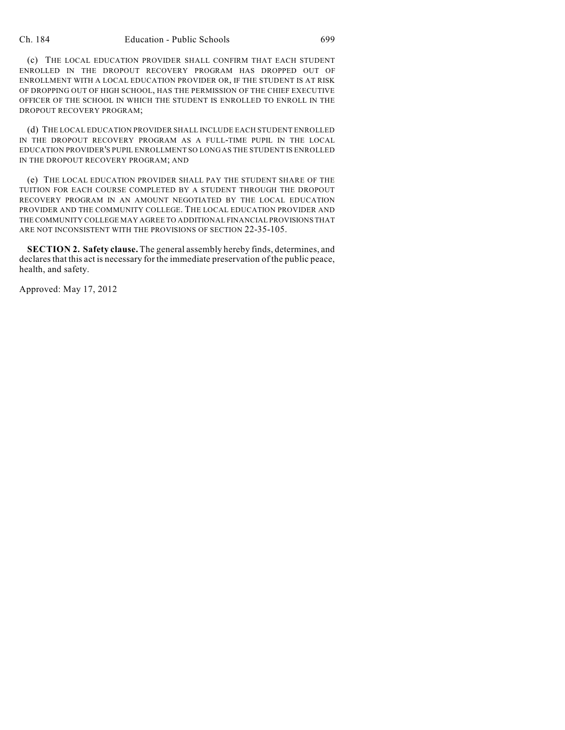(c) THE LOCAL EDUCATION PROVIDER SHALL CONFIRM THAT EACH STUDENT ENROLLED IN THE DROPOUT RECOVERY PROGRAM HAS DROPPED OUT OF ENROLLMENT WITH A LOCAL EDUCATION PROVIDER OR, IF THE STUDENT IS AT RISK OF DROPPING OUT OF HIGH SCHOOL, HAS THE PERMISSION OF THE CHIEF EXECUTIVE OFFICER OF THE SCHOOL IN WHICH THE STUDENT IS ENROLLED TO ENROLL IN THE DROPOUT RECOVERY PROGRAM;

(d) THE LOCAL EDUCATION PROVIDER SHALL INCLUDE EACH STUDENT ENROLLED IN THE DROPOUT RECOVERY PROGRAM AS A FULL-TIME PUPIL IN THE LOCAL EDUCATION PROVIDER'S PUPIL ENROLLMENT SO LONG AS THE STUDENT IS ENROLLED IN THE DROPOUT RECOVERY PROGRAM; AND

(e) THE LOCAL EDUCATION PROVIDER SHALL PAY THE STUDENT SHARE OF THE TUITION FOR EACH COURSE COMPLETED BY A STUDENT THROUGH THE DROPOUT RECOVERY PROGRAM IN AN AMOUNT NEGOTIATED BY THE LOCAL EDUCATION PROVIDER AND THE COMMUNITY COLLEGE. THE LOCAL EDUCATION PROVIDER AND THE COMMUNITY COLLEGE MAY AGREE TO ADDITIONAL FINANCIAL PROVISIONS THAT ARE NOT INCONSISTENT WITH THE PROVISIONS OF SECTION 22-35-105.

**SECTION 2. Safety clause.** The general assembly hereby finds, determines, and declares that this act is necessary for the immediate preservation of the public peace, health, and safety.

Approved: May 17, 2012